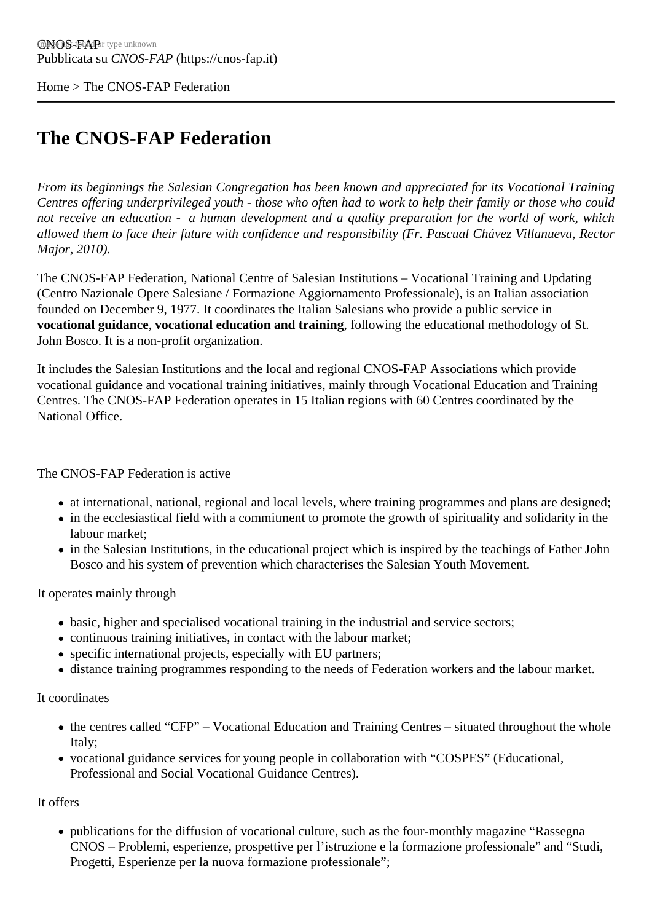CNOS-FAP
Pubblicata su *CNOS-FAP* (https://cnos-fap.it)

Home > The CNOS-FAP Federation

# The CNOS-FAP Federation

*From its beginnings the Salesian Congregation has been known and appreciated for its Vocational Training Centres offering underprivileged youth - those who often had to work to help their family or those who could not receive an education - a human development and a quality preparation for the world of work, which allowed them to face their future with confidence and responsibility (Fr. Pascual Chávez Villanueva, Rector Major, 2010).*

The CNOS-FAP Federation, National Centre of Salesian Institutions – Vocational Training and Updating (Centro Nazionale Opere Salesiane / Formazione Aggiornamento Professionale), is an Italian association founded on December 9, 1977. It coordinates the Italian Salesians who provide a public service in **vocational guidance**, **vocational education and training**, following the educational methodology of St. John Bosco. It is a non-profit organization.

It includes the Salesian Institutions and the local and regional CNOS-FAP Associations which provide vocational guidance and vocational training initiatives, mainly through Vocational Education and Training Centres. The CNOS-FAP Federation operates in 15 Italian regions with 60 Centres coordinated by the National Office.

The CNOS-FAP Federation is active

- at international, national, regional and local levels, where training programmes and plans are designed;
- in the ecclesiastical field with a commitment to promote the growth of spirituality and solidarity in the labour market;
- in the Salesian Institutions, in the educational project which is inspired by the teachings of Father John Bosco and his system of prevention which characterises the Salesian Youth Movement.

It operates mainly through

- basic, higher and specialised vocational training in the industrial and service sectors;
- continuous training initiatives, in contact with the labour market;
- specific international projects, especially with EU partners;
- distance training programmes responding to the needs of Federation workers and the labour market.

It coordinates

- the centres called "CFP" – Vocational Education and Training Centres – situated throughout the whole Italy;
- vocational guidance services for young people in collaboration with "COSPES" (Educational, Professional and Social Vocational Guidance Centres).

It offers

- publications for the diffusion of vocational culture, such as the four-monthly magazine "Rassegna CNOS – Problemi, esperienze, prospettive per l'istruzione e la formazione professionale" and "Studi, Progetti, Esperienze per la nuova formazione professionale";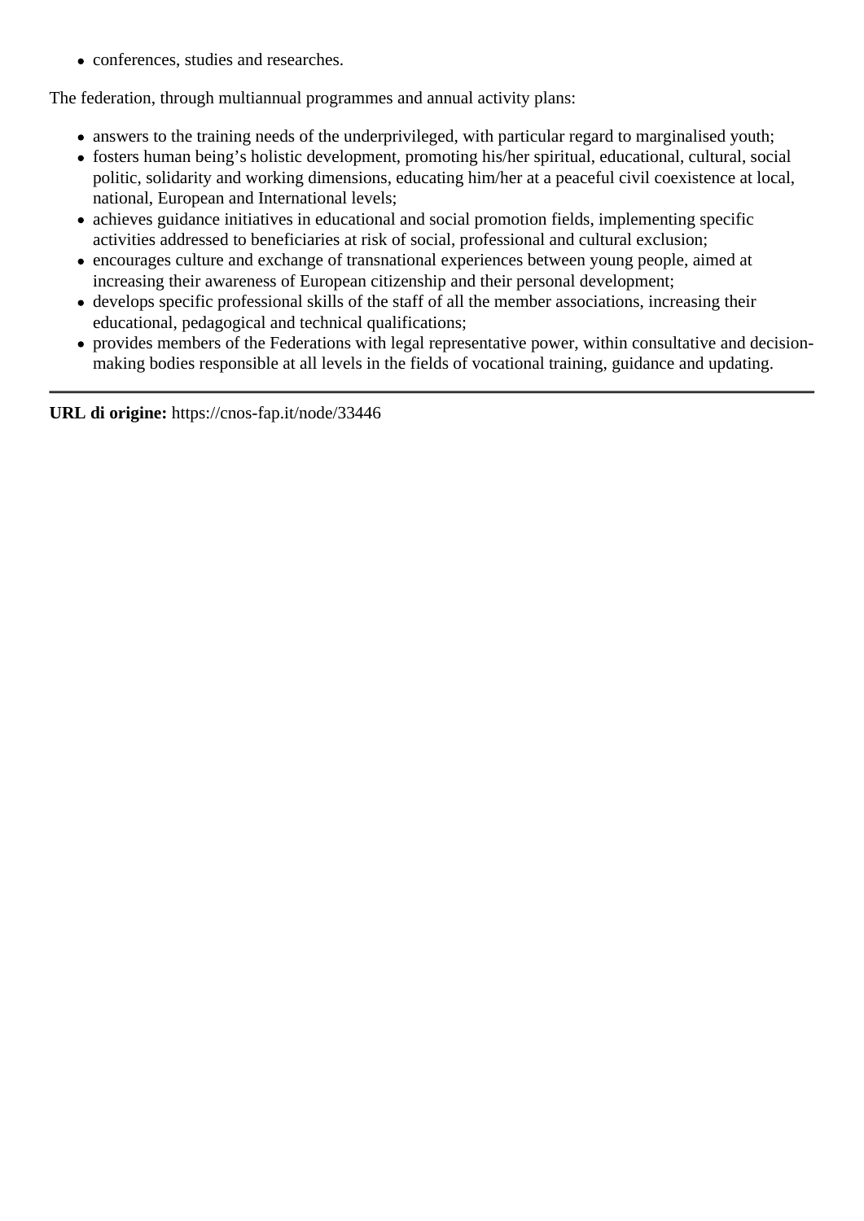- conferences, studies and researches.

The federation, through multiannual programmes and annual activity plans:

- answers to the training needs of the underprivileged, with particular regard to marginalised youth;
- fosters human being's holistic development, promoting his/her spiritual, educational, cultural, social politic, solidarity and working dimensions, educating him/her at a peaceful civil coexistence at local, national, European and International levels;
- achieves guidance initiatives in educational and social promotion fields, implementing specific activities addressed to beneficiaries at risk of social, professional and cultural exclusion;
- encourages culture and exchange of transnational experiences between young people, aimed at increasing their awareness of European citizenship and their personal development;
- develops specific professional skills of the staff of all the member associations, increasing their educational, pedagogical and technical qualifications;
- provides members of the Federations with legal representative power, within consultative and decision-making bodies responsible at all levels in the fields of vocational training, guidance and updating.

---

**URL di origine:** https://cnos-fap.it/node/33446